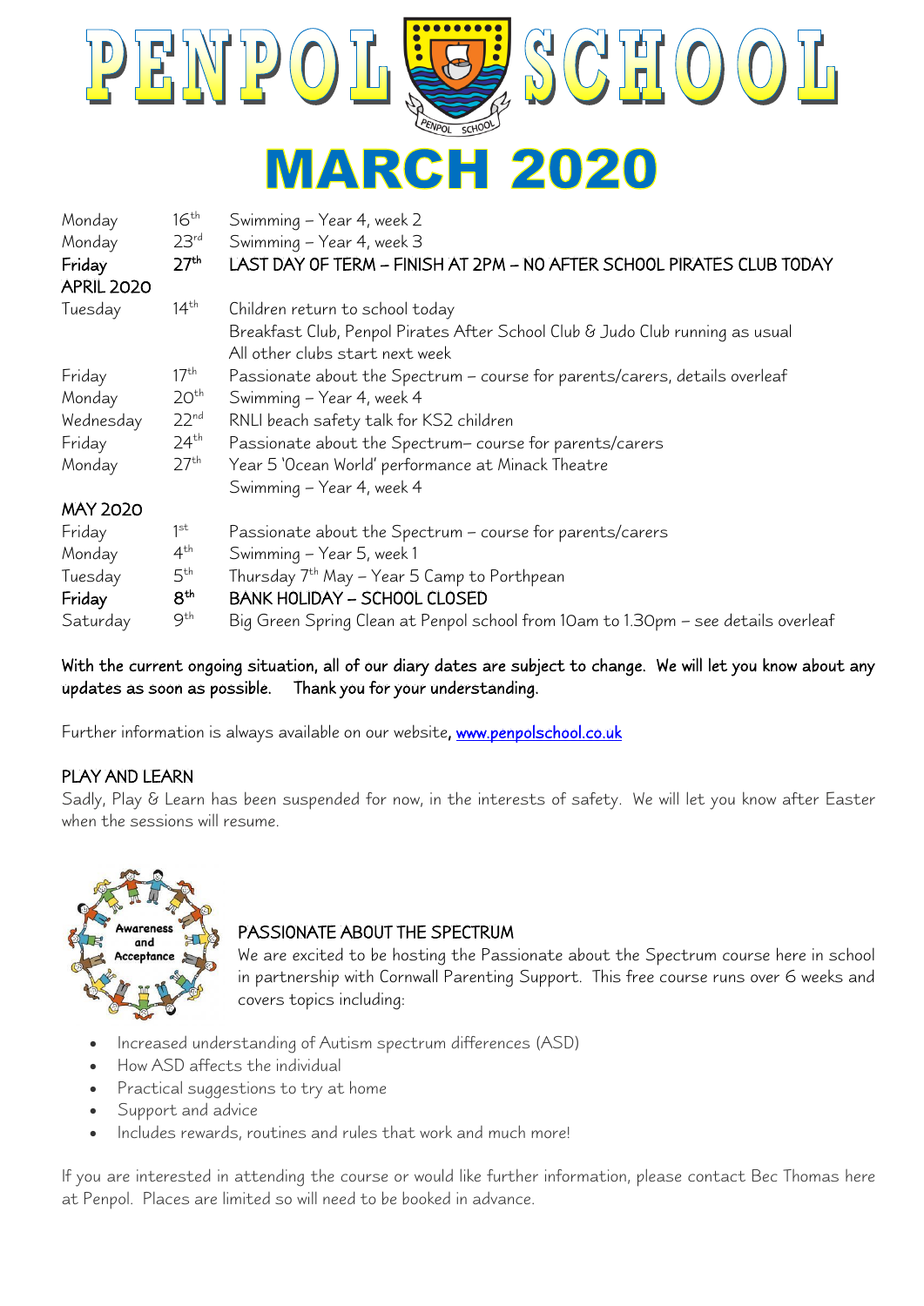# PENPOL SCHOOL

# MARCH 2020

| | | |
|---|---|---|
| Monday | 16th | Swimming – Year 4, week 2 |
| Monday | 23rd | Swimming – Year 4, week 3 |
| **Friday** | **27th** | **LAST DAY OF TERM – FINISH AT 2PM – NO AFTER SCHOOL PIRATES CLUB TODAY** |
| **APRIL 2020** | | |
| Tuesday | 14th | Children return to school today<br>Breakfast Club, Penpol Pirates After School Club & Judo Club running as usual<br>All other clubs start next week |
| Friday | 17th | Passionate about the Spectrum – course for parents/carers, details overleaf |
| Monday | 20th | Swimming – Year 4, week 4 |
| Wednesday | 22nd | RNLI beach safety talk for KS2 children |
| Friday | 24th | Passionate about the Spectrum– course for parents/carers |
| Monday | 27th | Year 5 'Ocean World' performance at Minack Theatre<br>Swimming – Year 4, week 4 |
| **MAY 2020** | | |
| Friday | 1st | Passionate about the Spectrum – course for parents/carers |
| Monday | 4th | Swimming – Year 5, week 1 |
| Tuesday | 5th | Thursday 7th May – Year 5 Camp to Porthpean |
| **Friday** | **8th** | **BANK HOLIDAY – SCHOOL CLOSED** |
| Saturday | 9th | Big Green Spring Clean at Penpol school from 10am to 1.30pm – see details overleaf |

**With the current ongoing situation, all of our diary dates are subject to change. We will let you know about any updates as soon as possible. Thank you for your understanding.**

Further information is always available on our website, www.penpolschool.co.uk

## PLAY AND LEARN

Sadly, Play & Learn has been suspended for now, in the interests of safety. We will let you know after Easter when the sessions will resume.

## PASSIONATE ABOUT THE SPECTRUM

We are excited to be hosting the Passionate about the Spectrum course here in school in partnership with Cornwall Parenting Support. This free course runs over 6 weeks and covers topics including:

- Increased understanding of Autism spectrum differences (ASD)
- How ASD affects the individual
- Practical suggestions to try at home
- Support and advice
- Includes rewards, routines and rules that work and much more!

If you are interested in attending the course or would like further information, please contact Bec Thomas here at Penpol. Places are limited so will need to be booked in advance.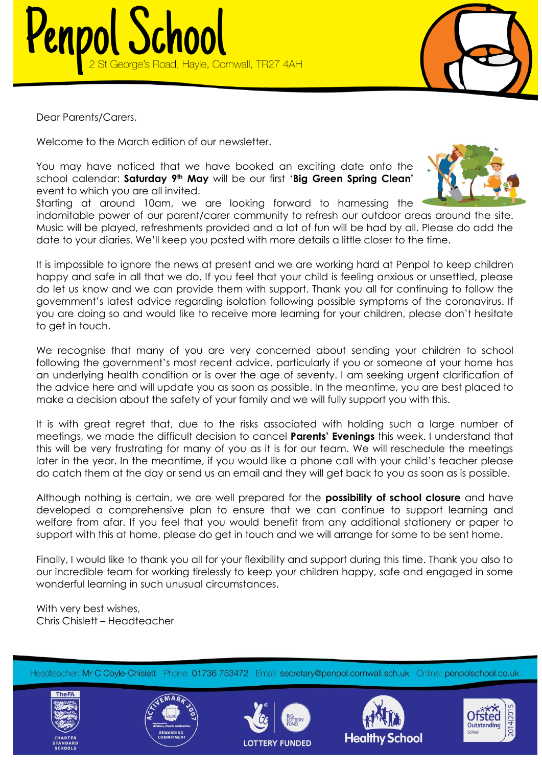# Penpol School

2 St George's Road, Hayle, Cornwall, TR27 4AH

Dear Parents/Carers,

Welcome to the March edition of our newsletter.

You may have noticed that we have booked an exciting date onto the school calendar: **Saturday 9th May** will be our first '**Big Green Spring Clean**' event to which you are all invited.

Starting at around 10am, we are looking forward to harnessing the indomitable power of our parent/carer community to refresh our outdoor areas around the site. Music will be played, refreshments provided and a lot of fun will be had by all. Please do add the date to your diaries. We'll keep you posted with more details a little closer to the time.

It is impossible to ignore the news at present and we are working hard at Penpol to keep children happy and safe in all that we do. If you feel that your child is feeling anxious or unsettled, please do let us know and we can provide them with support. Thank you all for continuing to follow the government's latest advice regarding isolation following possible symptoms of the coronavirus. If you are doing so and would like to receive more learning for your children, please don't hesitate to get in touch.

We recognise that many of you are very concerned about sending your children to school following the government's most recent advice, particularly if you or someone at your home has an underlying health condition or is over the age of seventy. I am seeking urgent clarification of the advice here and will update you as soon as possible. In the meantime, you are best placed to make a decision about the safety of your family and we will fully support you with this.

It is with great regret that, due to the risks associated with holding such a large number of meetings, we made the difficult decision to cancel **Parents' Evenings** this week. I understand that this will be very frustrating for many of you as it is for our team. We will reschedule the meetings later in the year. In the meantime, if you would like a phone call with your child's teacher please do catch them at the day or send us an email and they will get back to you as soon as is possible.

Although nothing is certain, we are well prepared for the **possibility of school closure** and have developed a comprehensive plan to ensure that we can continue to support learning and welfare from afar. If you feel that you would benefit from any additional stationery or paper to support with this at home, please do get in touch and we will arrange for some to be sent home.

Finally, I would like to thank you all for your flexibility and support during this time. Thank you also to our incredible team for working tirelessly to keep your children happy, safe and engaged in some wonderful learning in such unusual circumstances.

With very best wishes,
Chris Chislett – Headteacher

Headteacher: Mr C Coyle-Chislett Phone: 01736 753472 Email: secretary@penpol.cornwall.sch.uk Online: penpolschool.co.uk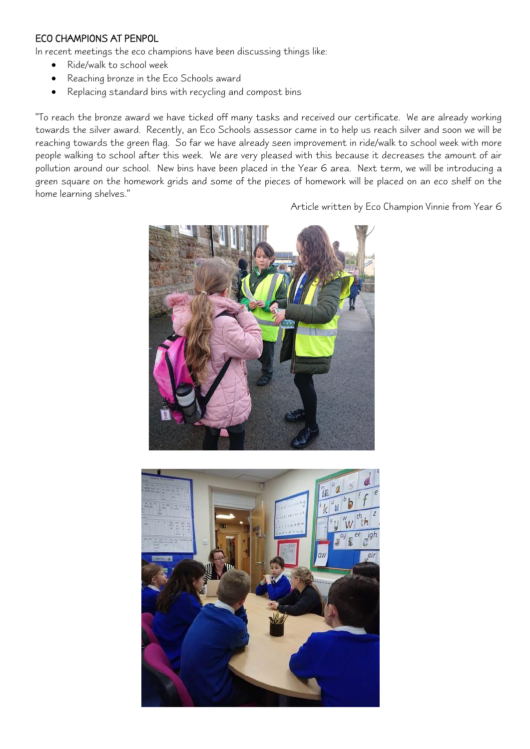## ECO CHAMPIONS AT PENPOL

In recent meetings the eco champions have been discussing things like:

- Ride/walk to school week
- Reaching bronze in the Eco Schools award
- Replacing standard bins with recycling and compost bins

"To reach the bronze award we have ticked off many tasks and received our certificate. We are already working towards the silver award. Recently, an Eco Schools assessor came in to help us reach silver and soon we will be reaching towards the green flag. So far we have already seen improvement in ride/walk to school week with more people walking to school after this week. We are very pleased with this because it decreases the amount of air pollution around our school. New bins have been placed in the Year 6 area. Next term, we will be introducing a green square on the homework grids and some of the pieces of homework will be placed on an eco shelf on the home learning shelves."

Article written by Eco Champion Vinnie from Year 6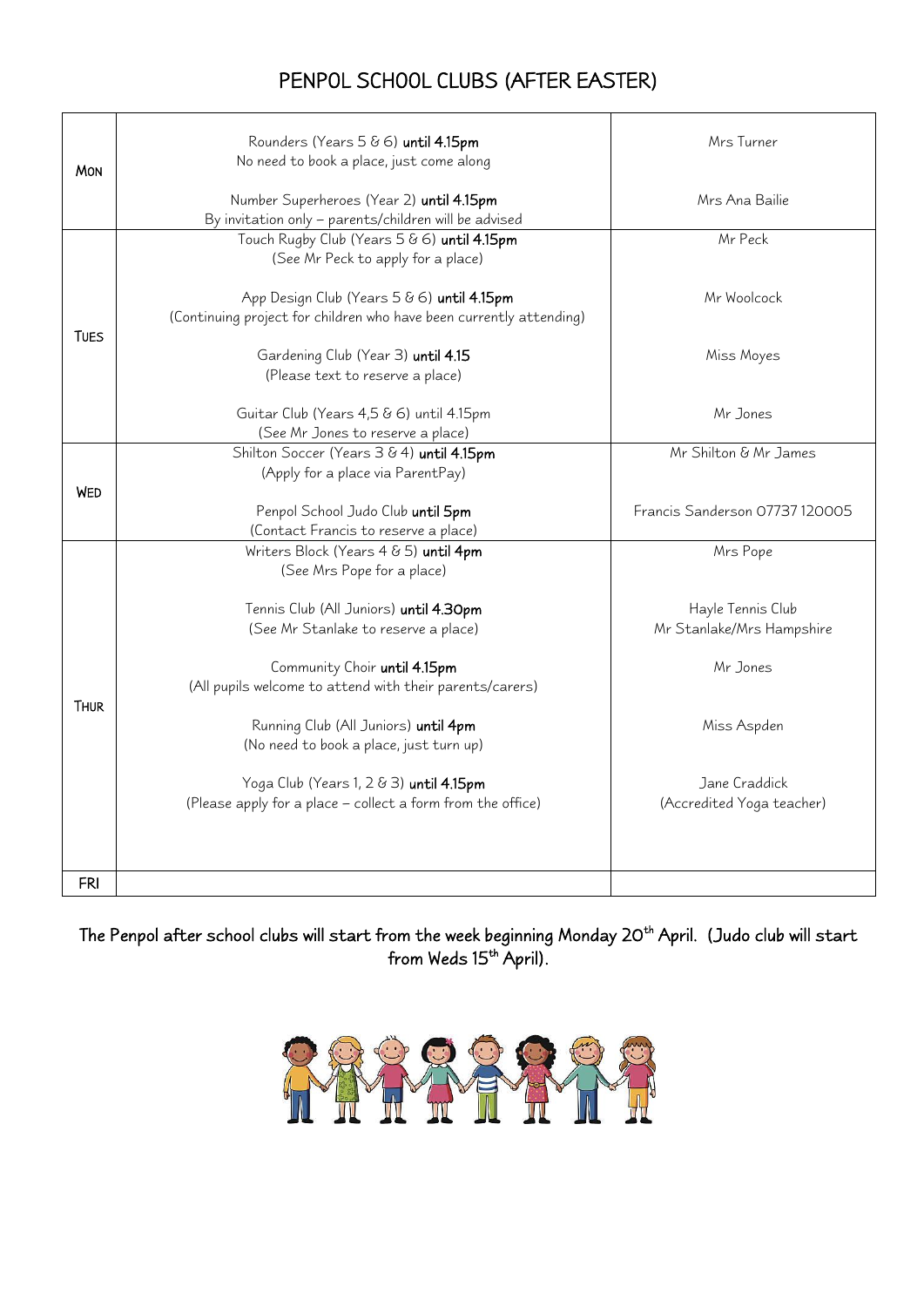# PENPOL SCHOOL CLUBS (AFTER EASTER)

| | | |
|---|---|---|
| MON | Rounders (Years 5 & 6) **until 4.15pm**<br>No need to book a place, just come along | Mrs Turner |
| | Number Superheroes (Year 2) **until 4.15pm**<br>By invitation only – parents/children will be advised | Mrs Ana Bailie |
| TUES | Touch Rugby Club (Years 5 & 6) **until 4.15pm**<br>(See Mr Peck to apply for a place) | Mr Peck |
| | App Design Club (Years 5 & 6) **until 4.15pm**<br>(Continuing project for children who have been currently attending) | Mr Woolcock |
| | Gardening Club (Year 3) **until 4.15**<br>(Please text to reserve a place) | Miss Moyes |
| | Guitar Club (Years 4,5 & 6) until 4.15pm<br>(See Mr Jones to reserve a place) | Mr Jones |
| WED | Shilton Soccer (Years 3 & 4) **until 4.15pm**<br>(Apply for a place via ParentPay) | Mr Shilton & Mr James |
| | Penpol School Judo Club **until 5pm**<br>(Contact Francis to reserve a place) | Francis Sanderson 07737 120005 |
| THUR | Writers Block (Years 4 & 5) **until 4pm**<br>(See Mrs Pope for a place) | Mrs Pope |
| | Tennis Club (All Juniors) **until 4.30pm**<br>(See Mr Stanlake to reserve a place) | Hayle Tennis Club<br>Mr Stanlake/Mrs Hampshire |
| | Community Choir **until 4.15pm**<br>(All pupils welcome to attend with their parents/carers) | Mr Jones |
| | Running Club (All Juniors) **until 4pm**<br>(No need to book a place, just turn up) | Miss Aspden |
| | Yoga Club (Years 1, 2 & 3) **until 4.15pm**<br>(Please apply for a place – collect a form from the office) | Jane Craddick<br>(Accredited Yoga teacher) |
| FRI | | |

The Penpol after school clubs will start from the week beginning Monday 20th April. (Judo club will start from Weds 15th April).